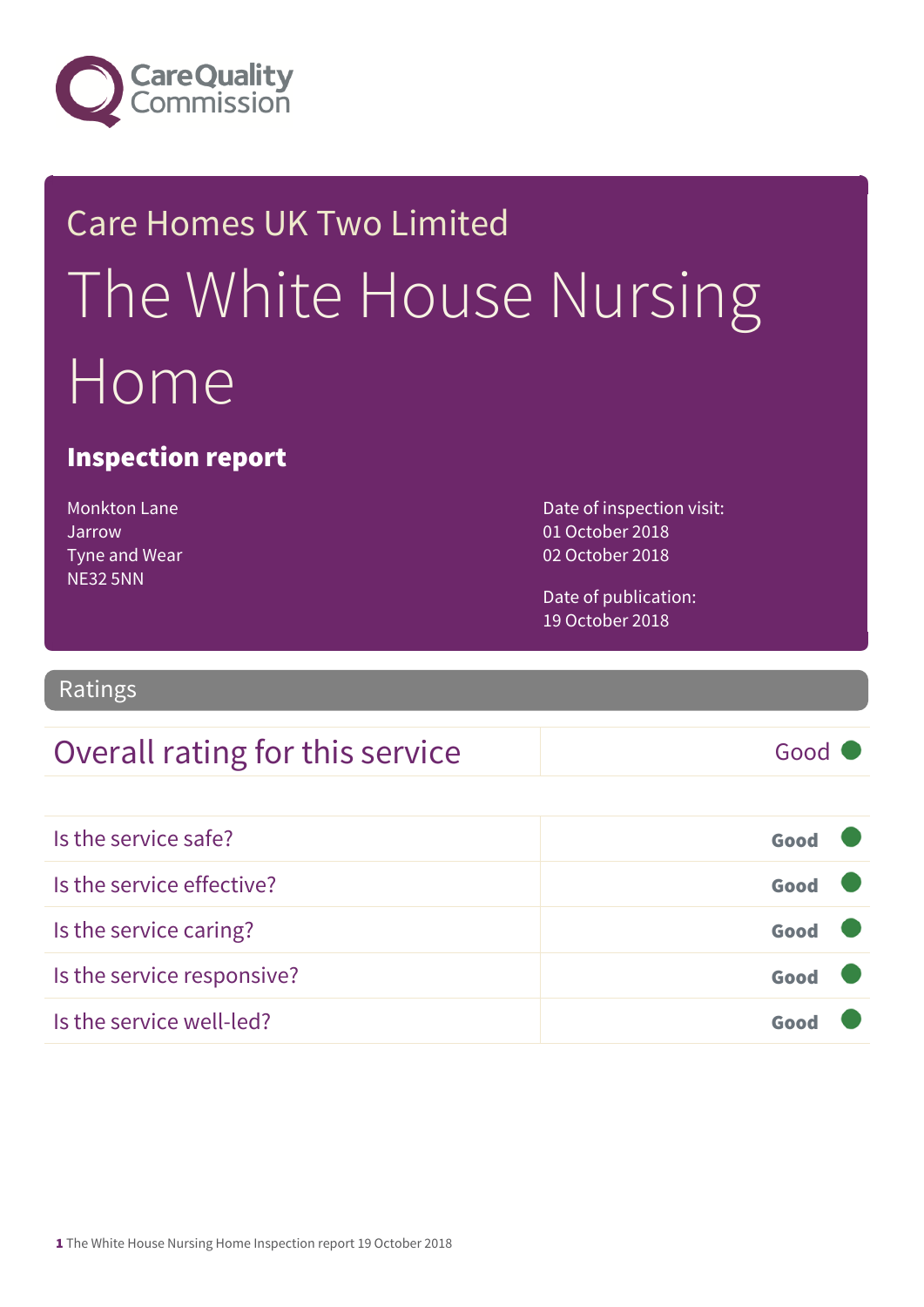Care Quality Commission

Care Homes UK Two Limited

# The White House Nursing Home

## Inspection report

Monkton Lane
Jarrow
Tyne and Wear
NE32 5NN

Date of inspection visit:
01 October 2018
02 October 2018

Date of publication:
19 October 2018

## Ratings

| Overall rating for this service | Good |
|---|---|

| | |
|---|---|
| Is the service safe? | Good |
| Is the service effective? | Good |
| Is the service caring? | Good |
| Is the service responsive? | Good |
| Is the service well-led? | Good |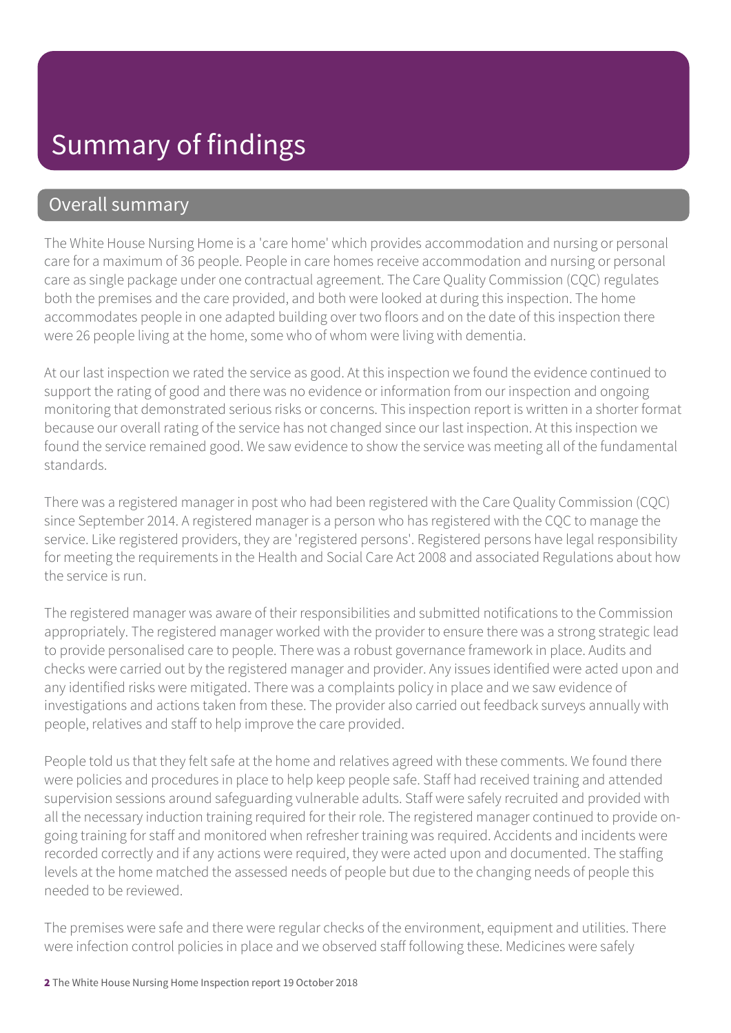# Summary of findings

## Overall summary

The White House Nursing Home is a 'care home' which provides accommodation and nursing or personal care for a maximum of 36 people. People in care homes receive accommodation and nursing or personal care as single package under one contractual agreement. The Care Quality Commission (CQC) regulates both the premises and the care provided, and both were looked at during this inspection. The home accommodates people in one adapted building over two floors and on the date of this inspection there were 26 people living at the home, some who of whom were living with dementia.

At our last inspection we rated the service as good. At this inspection we found the evidence continued to support the rating of good and there was no evidence or information from our inspection and ongoing monitoring that demonstrated serious risks or concerns. This inspection report is written in a shorter format because our overall rating of the service has not changed since our last inspection. At this inspection we found the service remained good. We saw evidence to show the service was meeting all of the fundamental standards.

There was a registered manager in post who had been registered with the Care Quality Commission (CQC) since September 2014. A registered manager is a person who has registered with the CQC to manage the service. Like registered providers, they are 'registered persons'. Registered persons have legal responsibility for meeting the requirements in the Health and Social Care Act 2008 and associated Regulations about how the service is run.

The registered manager was aware of their responsibilities and submitted notifications to the Commission appropriately. The registered manager worked with the provider to ensure there was a strong strategic lead to provide personalised care to people. There was a robust governance framework in place. Audits and checks were carried out by the registered manager and provider. Any issues identified were acted upon and any identified risks were mitigated. There was a complaints policy in place and we saw evidence of investigations and actions taken from these. The provider also carried out feedback surveys annually with people, relatives and staff to help improve the care provided.

People told us that they felt safe at the home and relatives agreed with these comments. We found there were policies and procedures in place to help keep people safe. Staff had received training and attended supervision sessions around safeguarding vulnerable adults. Staff were safely recruited and provided with all the necessary induction training required for their role. The registered manager continued to provide on-going training for staff and monitored when refresher training was required. Accidents and incidents were recorded correctly and if any actions were required, they were acted upon and documented. The staffing levels at the home matched the assessed needs of people but due to the changing needs of people this needed to be reviewed.

The premises were safe and there were regular checks of the environment, equipment and utilities. There were infection control policies in place and we observed staff following these. Medicines were safely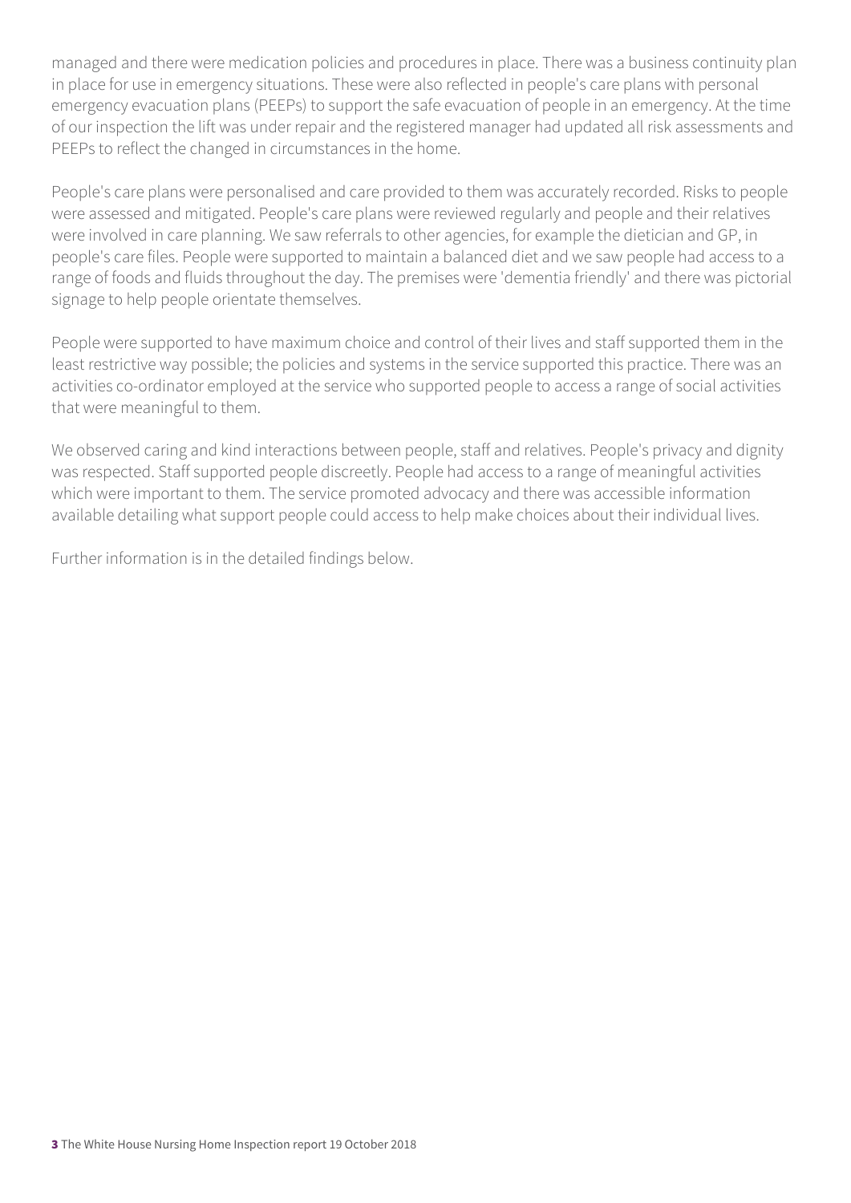managed and there were medication policies and procedures in place. There was a business continuity plan in place for use in emergency situations. These were also reflected in people's care plans with personal emergency evacuation plans (PEEPs) to support the safe evacuation of people in an emergency. At the time of our inspection the lift was under repair and the registered manager had updated all risk assessments and PEEPs to reflect the changed in circumstances in the home.

People's care plans were personalised and care provided to them was accurately recorded. Risks to people were assessed and mitigated. People's care plans were reviewed regularly and people and their relatives were involved in care planning. We saw referrals to other agencies, for example the dietician and GP, in people's care files. People were supported to maintain a balanced diet and we saw people had access to a range of foods and fluids throughout the day. The premises were 'dementia friendly' and there was pictorial signage to help people orientate themselves.

People were supported to have maximum choice and control of their lives and staff supported them in the least restrictive way possible; the policies and systems in the service supported this practice. There was an activities co-ordinator employed at the service who supported people to access a range of social activities that were meaningful to them.

We observed caring and kind interactions between people, staff and relatives. People's privacy and dignity was respected. Staff supported people discreetly. People had access to a range of meaningful activities which were important to them. The service promoted advocacy and there was accessible information available detailing what support people could access to help make choices about their individual lives.

Further information is in the detailed findings below.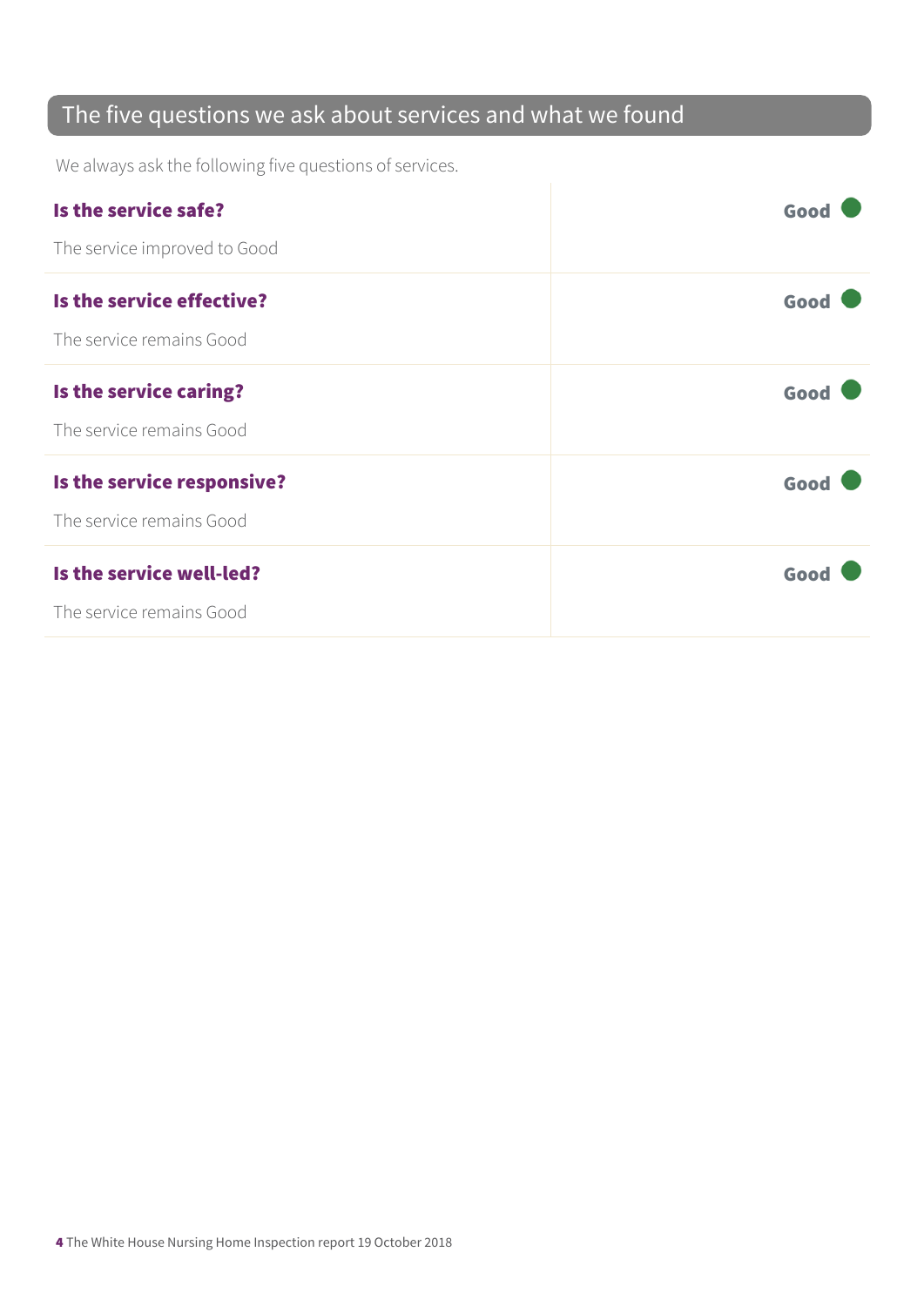## The five questions we ask about services and what we found

We always ask the following five questions of services.

| | |
|---|---|
| **Is the service safe?**<br>The service improved to Good | Good |
| **Is the service effective?**<br>The service remains Good | Good |
| **Is the service caring?**<br>The service remains Good | Good |
| **Is the service responsive?**<br>The service remains Good | Good |
| **Is the service well-led?**<br>The service remains Good | Good |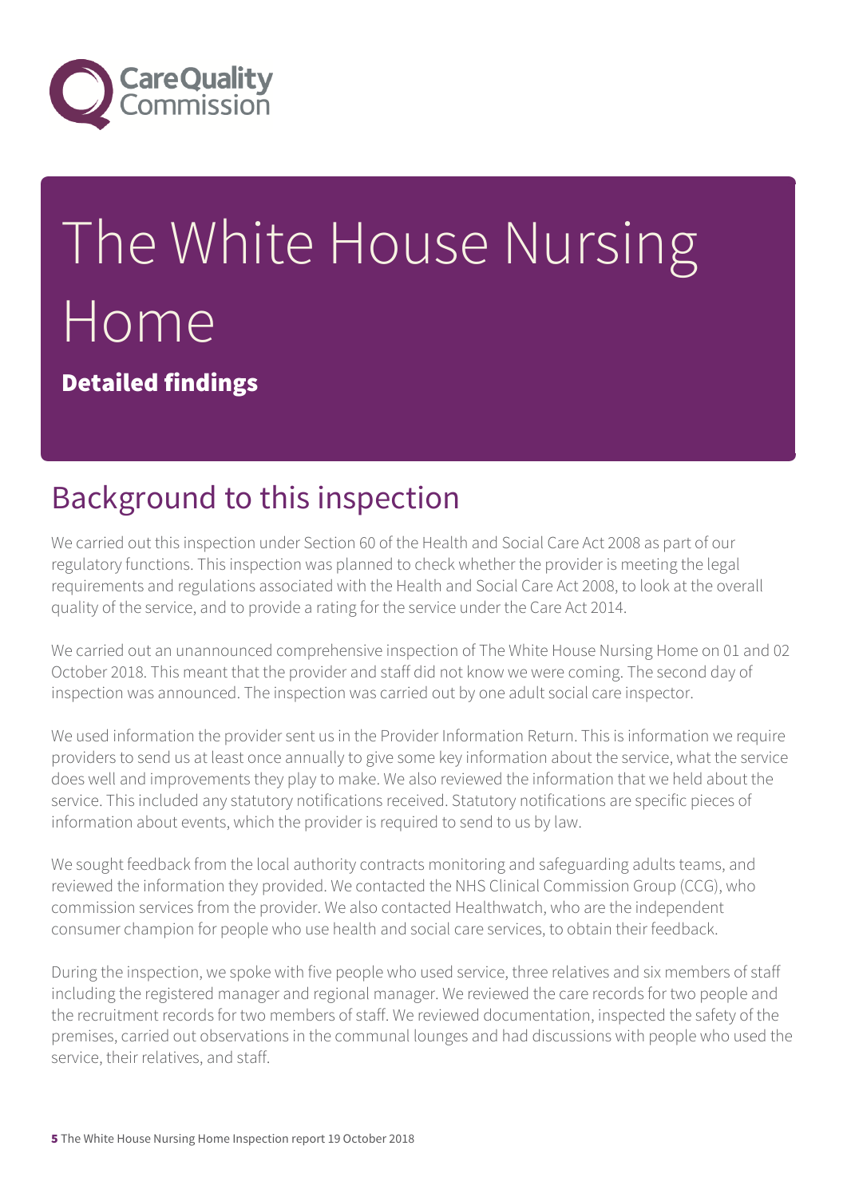# The White House Nursing Home

**Detailed findings**

## Background to this inspection

We carried out this inspection under Section 60 of the Health and Social Care Act 2008 as part of our regulatory functions. This inspection was planned to check whether the provider is meeting the legal requirements and regulations associated with the Health and Social Care Act 2008, to look at the overall quality of the service, and to provide a rating for the service under the Care Act 2014.

We carried out an unannounced comprehensive inspection of The White House Nursing Home on 01 and 02 October 2018. This meant that the provider and staff did not know we were coming. The second day of inspection was announced. The inspection was carried out by one adult social care inspector.

We used information the provider sent us in the Provider Information Return. This is information we require providers to send us at least once annually to give some key information about the service, what the service does well and improvements they play to make. We also reviewed the information that we held about the service. This included any statutory notifications received. Statutory notifications are specific pieces of information about events, which the provider is required to send to us by law.

We sought feedback from the local authority contracts monitoring and safeguarding adults teams, and reviewed the information they provided. We contacted the NHS Clinical Commission Group (CCG), who commission services from the provider. We also contacted Healthwatch, who are the independent consumer champion for people who use health and social care services, to obtain their feedback.

During the inspection, we spoke with five people who used service, three relatives and six members of staff including the registered manager and regional manager. We reviewed the care records for two people and the recruitment records for two members of staff. We reviewed documentation, inspected the safety of the premises, carried out observations in the communal lounges and had discussions with people who used the service, their relatives, and staff.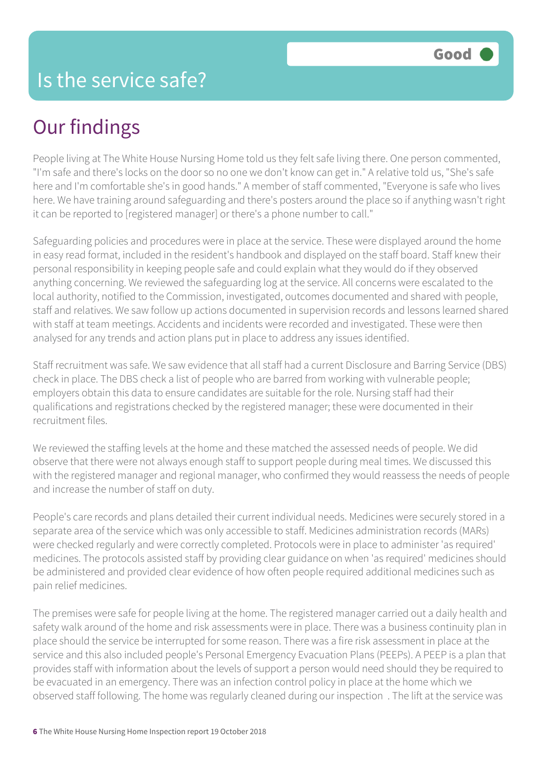# Is the service safe?

**Good**

## Our findings

People living at The White House Nursing Home told us they felt safe living there. One person commented, "I'm safe and there's locks on the door so no one we don't know can get in." A relative told us, "She's safe here and I'm comfortable she's in good hands." A member of staff commented, "Everyone is safe who lives here. We have training around safeguarding and there's posters around the place so if anything wasn't right it can be reported to [registered manager] or there's a phone number to call."

Safeguarding policies and procedures were in place at the service. These were displayed around the home in easy read format, included in the resident's handbook and displayed on the staff board. Staff knew their personal responsibility in keeping people safe and could explain what they would do if they observed anything concerning. We reviewed the safeguarding log at the service. All concerns were escalated to the local authority, notified to the Commission, investigated, outcomes documented and shared with people, staff and relatives. We saw follow up actions documented in supervision records and lessons learned shared with staff at team meetings. Accidents and incidents were recorded and investigated. These were then analysed for any trends and action plans put in place to address any issues identified.

Staff recruitment was safe. We saw evidence that all staff had a current Disclosure and Barring Service (DBS) check in place. The DBS check a list of people who are barred from working with vulnerable people; employers obtain this data to ensure candidates are suitable for the role. Nursing staff had their qualifications and registrations checked by the registered manager; these were documented in their recruitment files.

We reviewed the staffing levels at the home and these matched the assessed needs of people. We did observe that there were not always enough staff to support people during meal times. We discussed this with the registered manager and regional manager, who confirmed they would reassess the needs of people and increase the number of staff on duty.

People's care records and plans detailed their current individual needs. Medicines were securely stored in a separate area of the service which was only accessible to staff. Medicines administration records (MARs) were checked regularly and were correctly completed. Protocols were in place to administer 'as required' medicines. The protocols assisted staff by providing clear guidance on when 'as required' medicines should be administered and provided clear evidence of how often people required additional medicines such as pain relief medicines.

The premises were safe for people living at the home. The registered manager carried out a daily health and safety walk around of the home and risk assessments were in place. There was a business continuity plan in place should the service be interrupted for some reason. There was a fire risk assessment in place at the service and this also included people's Personal Emergency Evacuation Plans (PEEPs). A PEEP is a plan that provides staff with information about the levels of support a person would need should they be required to be evacuated in an emergency. There was an infection control policy in place at the home which we observed staff following. The home was regularly cleaned during our inspection . The lift at the service was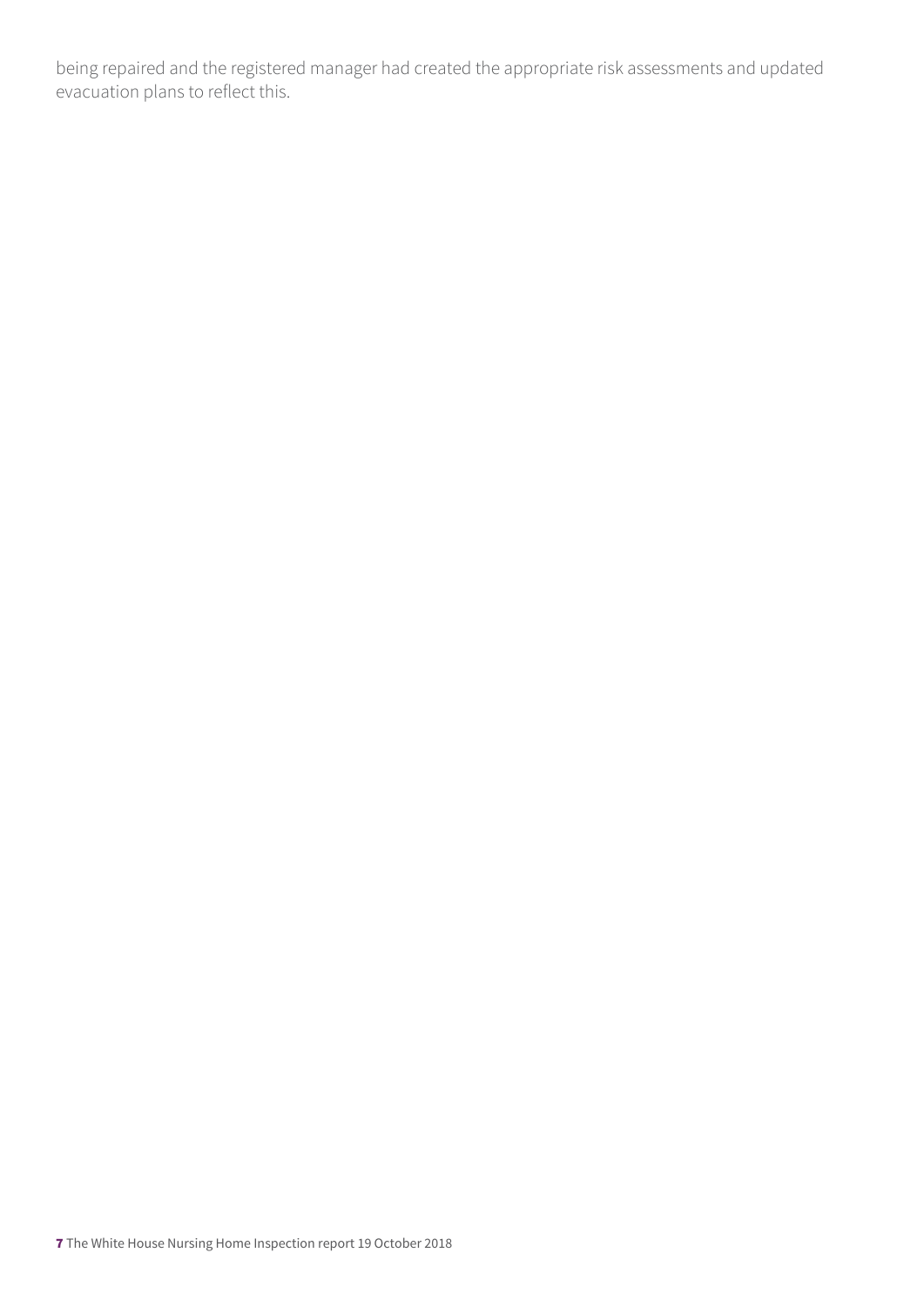being repaired and the registered manager had created the appropriate risk assessments and updated evacuation plans to reflect this.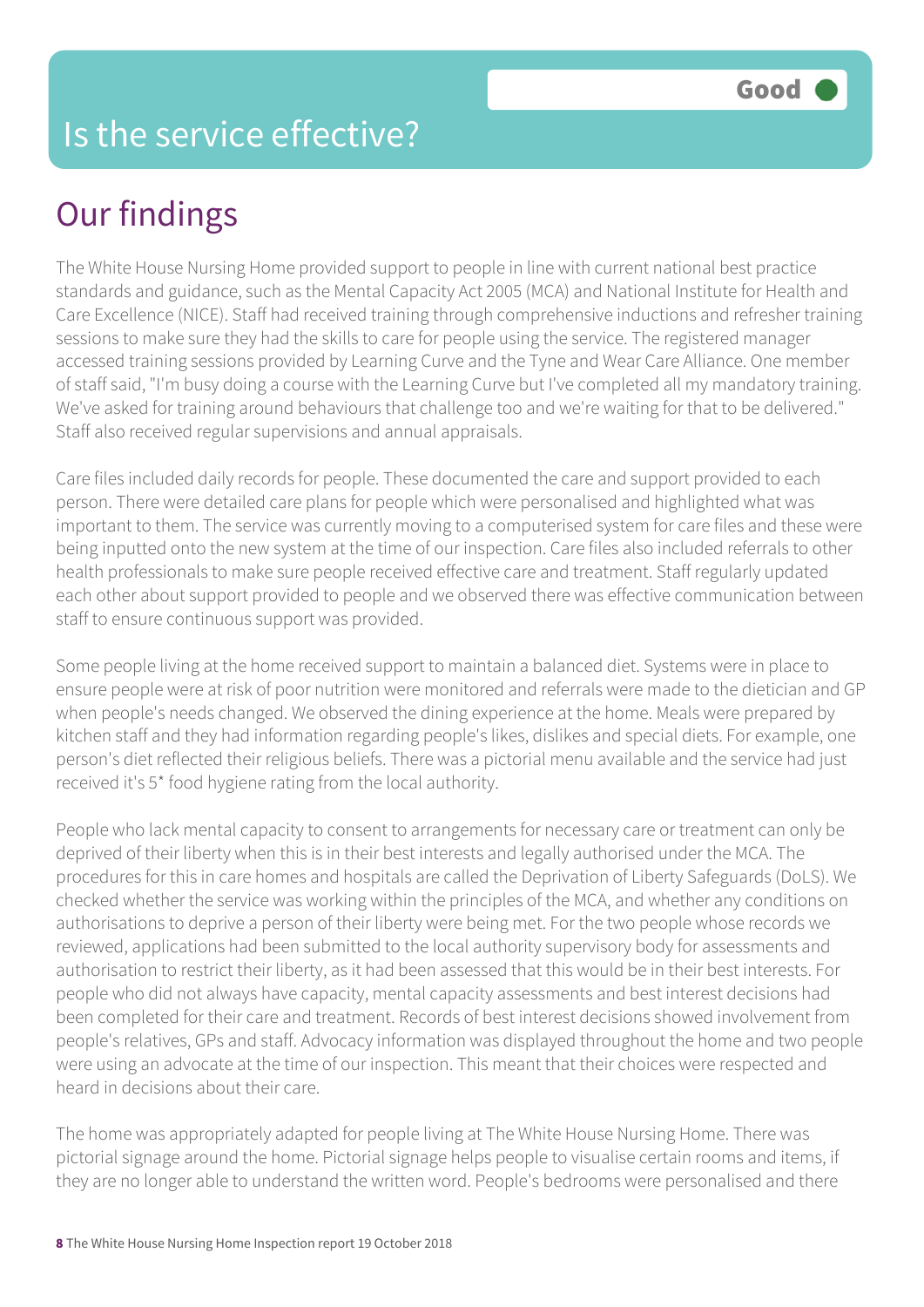# Is the service effective?

Good

## Our findings

The White House Nursing Home provided support to people in line with current national best practice standards and guidance, such as the Mental Capacity Act 2005 (MCA) and National Institute for Health and Care Excellence (NICE). Staff had received training through comprehensive inductions and refresher training sessions to make sure they had the skills to care for people using the service. The registered manager accessed training sessions provided by Learning Curve and the Tyne and Wear Care Alliance. One member of staff said, "I'm busy doing a course with the Learning Curve but I've completed all my mandatory training. We've asked for training around behaviours that challenge too and we're waiting for that to be delivered." Staff also received regular supervisions and annual appraisals.

Care files included daily records for people. These documented the care and support provided to each person. There were detailed care plans for people which were personalised and highlighted what was important to them. The service was currently moving to a computerised system for care files and these were being inputted onto the new system at the time of our inspection. Care files also included referrals to other health professionals to make sure people received effective care and treatment. Staff regularly updated each other about support provided to people and we observed there was effective communication between staff to ensure continuous support was provided.

Some people living at the home received support to maintain a balanced diet. Systems were in place to ensure people were at risk of poor nutrition were monitored and referrals were made to the dietician and GP when people's needs changed. We observed the dining experience at the home. Meals were prepared by kitchen staff and they had information regarding people's likes, dislikes and special diets. For example, one person's diet reflected their religious beliefs. There was a pictorial menu available and the service had just received it's 5* food hygiene rating from the local authority.

People who lack mental capacity to consent to arrangements for necessary care or treatment can only be deprived of their liberty when this is in their best interests and legally authorised under the MCA. The procedures for this in care homes and hospitals are called the Deprivation of Liberty Safeguards (DoLS). We checked whether the service was working within the principles of the MCA, and whether any conditions on authorisations to deprive a person of their liberty were being met. For the two people whose records we reviewed, applications had been submitted to the local authority supervisory body for assessments and authorisation to restrict their liberty, as it had been assessed that this would be in their best interests. For people who did not always have capacity, mental capacity assessments and best interest decisions had been completed for their care and treatment. Records of best interest decisions showed involvement from people's relatives, GPs and staff. Advocacy information was displayed throughout the home and two people were using an advocate at the time of our inspection. This meant that their choices were respected and heard in decisions about their care.

The home was appropriately adapted for people living at The White House Nursing Home. There was pictorial signage around the home. Pictorial signage helps people to visualise certain rooms and items, if they are no longer able to understand the written word. People's bedrooms were personalised and there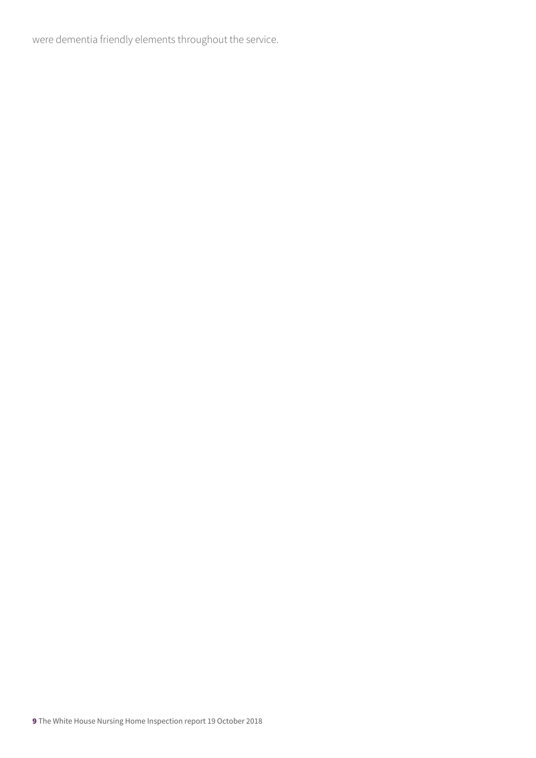were dementia friendly elements throughout the service.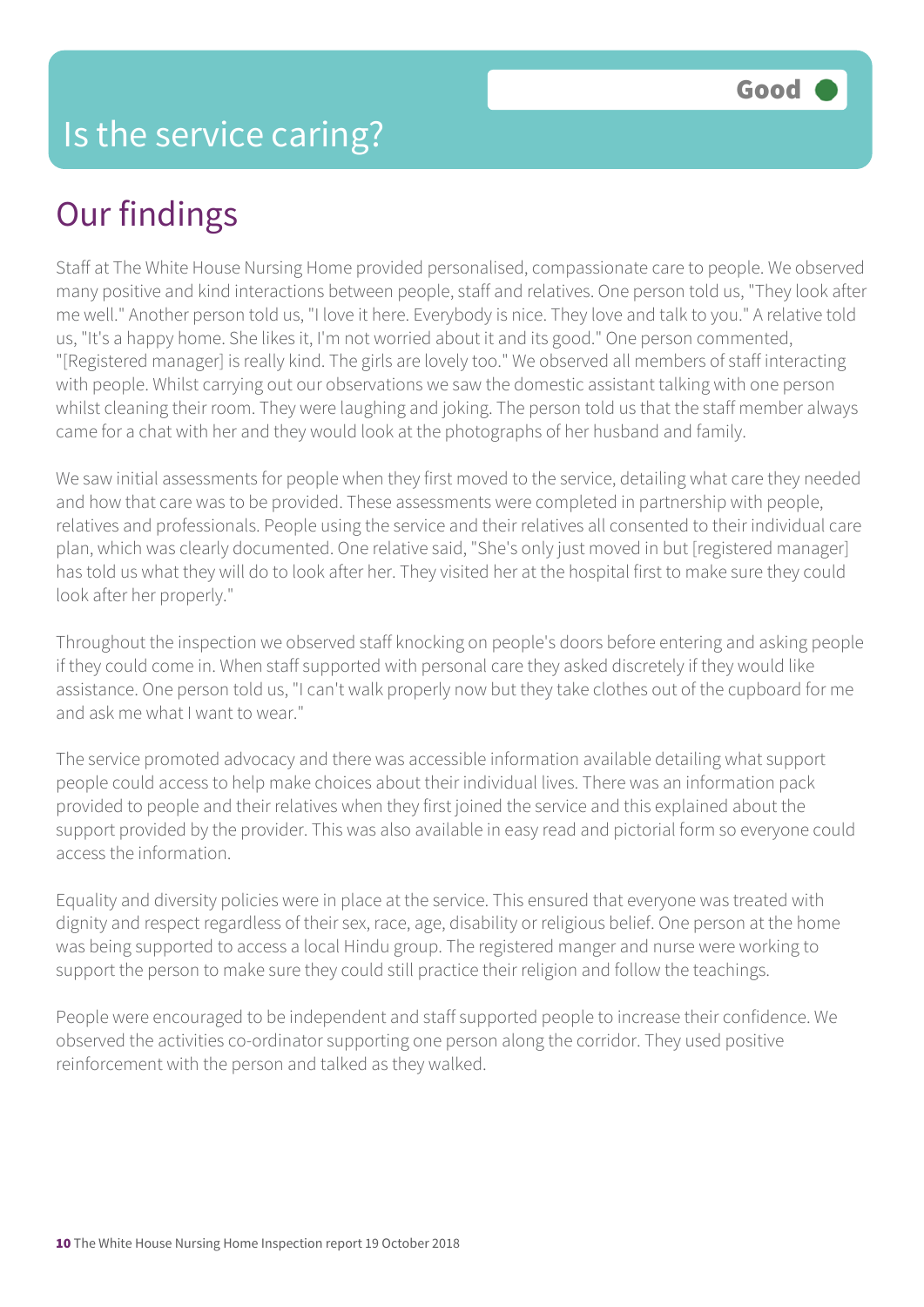# Is the service caring?

**Good**

## Our findings

Staff at The White House Nursing Home provided personalised, compassionate care to people. We observed many positive and kind interactions between people, staff and relatives. One person told us, "They look after me well." Another person told us, "I love it here. Everybody is nice. They love and talk to you." A relative told us, "It's a happy home. She likes it, I'm not worried about it and its good." One person commented, "[Registered manager] is really kind. The girls are lovely too." We observed all members of staff interacting with people. Whilst carrying out our observations we saw the domestic assistant talking with one person whilst cleaning their room. They were laughing and joking. The person told us that the staff member always came for a chat with her and they would look at the photographs of her husband and family.

We saw initial assessments for people when they first moved to the service, detailing what care they needed and how that care was to be provided. These assessments were completed in partnership with people, relatives and professionals. People using the service and their relatives all consented to their individual care plan, which was clearly documented. One relative said, "She's only just moved in but [registered manager] has told us what they will do to look after her. They visited her at the hospital first to make sure they could look after her properly."

Throughout the inspection we observed staff knocking on people's doors before entering and asking people if they could come in. When staff supported with personal care they asked discretely if they would like assistance. One person told us, "I can't walk properly now but they take clothes out of the cupboard for me and ask me what I want to wear."

The service promoted advocacy and there was accessible information available detailing what support people could access to help make choices about their individual lives. There was an information pack provided to people and their relatives when they first joined the service and this explained about the support provided by the provider. This was also available in easy read and pictorial form so everyone could access the information.

Equality and diversity policies were in place at the service. This ensured that everyone was treated with dignity and respect regardless of their sex, race, age, disability or religious belief. One person at the home was being supported to access a local Hindu group. The registered manger and nurse were working to support the person to make sure they could still practice their religion and follow the teachings.

People were encouraged to be independent and staff supported people to increase their confidence. We observed the activities co-ordinator supporting one person along the corridor. They used positive reinforcement with the person and talked as they walked.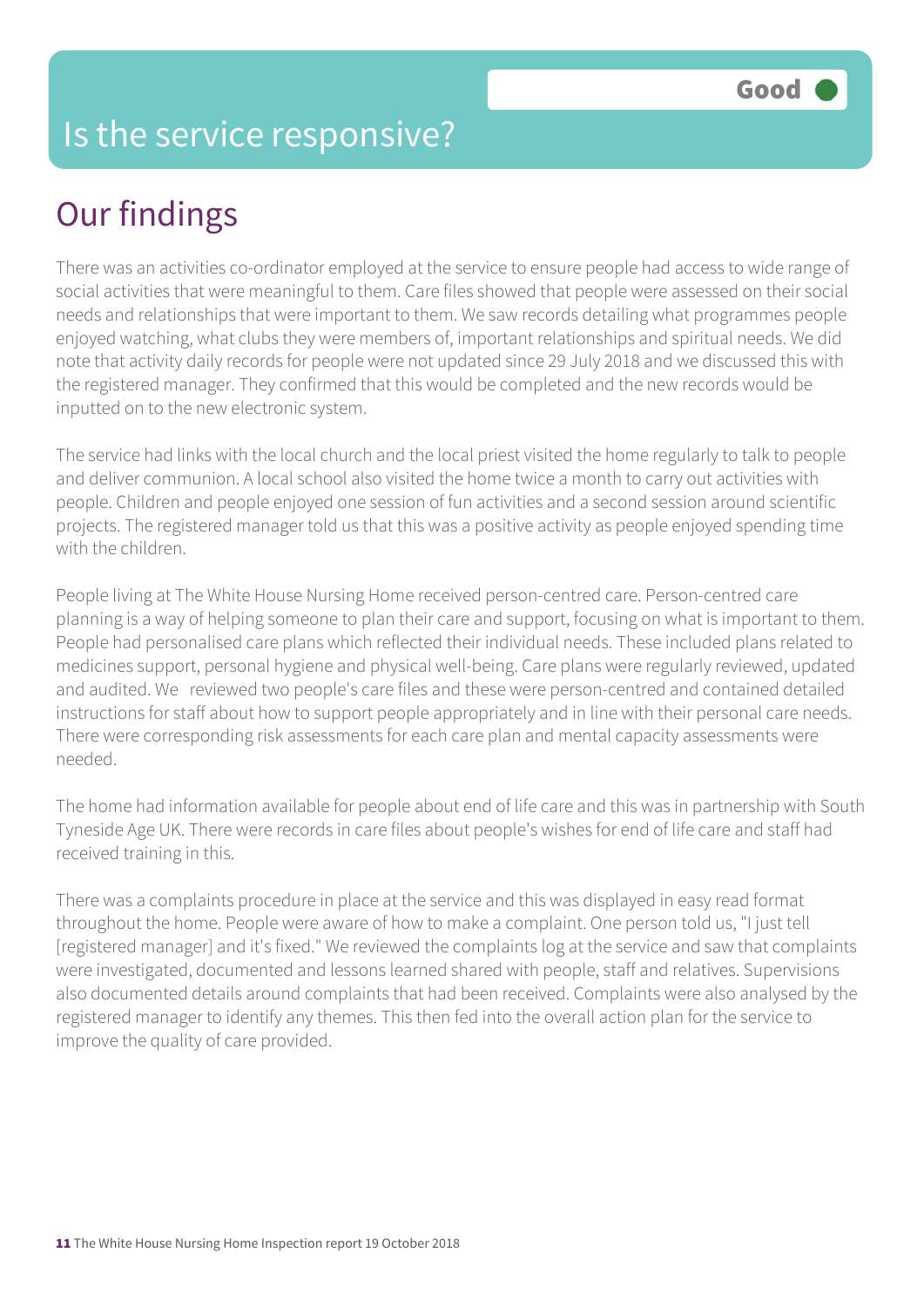# Is the service responsive?

**Good**

## Our findings

There was an activities co-ordinator employed at the service to ensure people had access to wide range of social activities that were meaningful to them. Care files showed that people were assessed on their social needs and relationships that were important to them. We saw records detailing what programmes people enjoyed watching, what clubs they were members of, important relationships and spiritual needs. We did note that activity daily records for people were not updated since 29 July 2018 and we discussed this with the registered manager. They confirmed that this would be completed and the new records would be inputted on to the new electronic system.

The service had links with the local church and the local priest visited the home regularly to talk to people and deliver communion. A local school also visited the home twice a month to carry out activities with people. Children and people enjoyed one session of fun activities and a second session around scientific projects. The registered manager told us that this was a positive activity as people enjoyed spending time with the children.

People living at The White House Nursing Home received person-centred care. Person-centred care planning is a way of helping someone to plan their care and support, focusing on what is important to them. People had personalised care plans which reflected their individual needs. These included plans related to medicines support, personal hygiene and physical well-being. Care plans were regularly reviewed, updated and audited. We reviewed two people's care files and these were person-centred and contained detailed instructions for staff about how to support people appropriately and in line with their personal care needs. There were corresponding risk assessments for each care plan and mental capacity assessments were needed.

The home had information available for people about end of life care and this was in partnership with South Tyneside Age UK. There were records in care files about people's wishes for end of life care and staff had received training in this.

There was a complaints procedure in place at the service and this was displayed in easy read format throughout the home. People were aware of how to make a complaint. One person told us, "I just tell [registered manager] and it's fixed." We reviewed the complaints log at the service and saw that complaints were investigated, documented and lessons learned shared with people, staff and relatives. Supervisions also documented details around complaints that had been received. Complaints were also analysed by the registered manager to identify any themes. This then fed into the overall action plan for the service to improve the quality of care provided.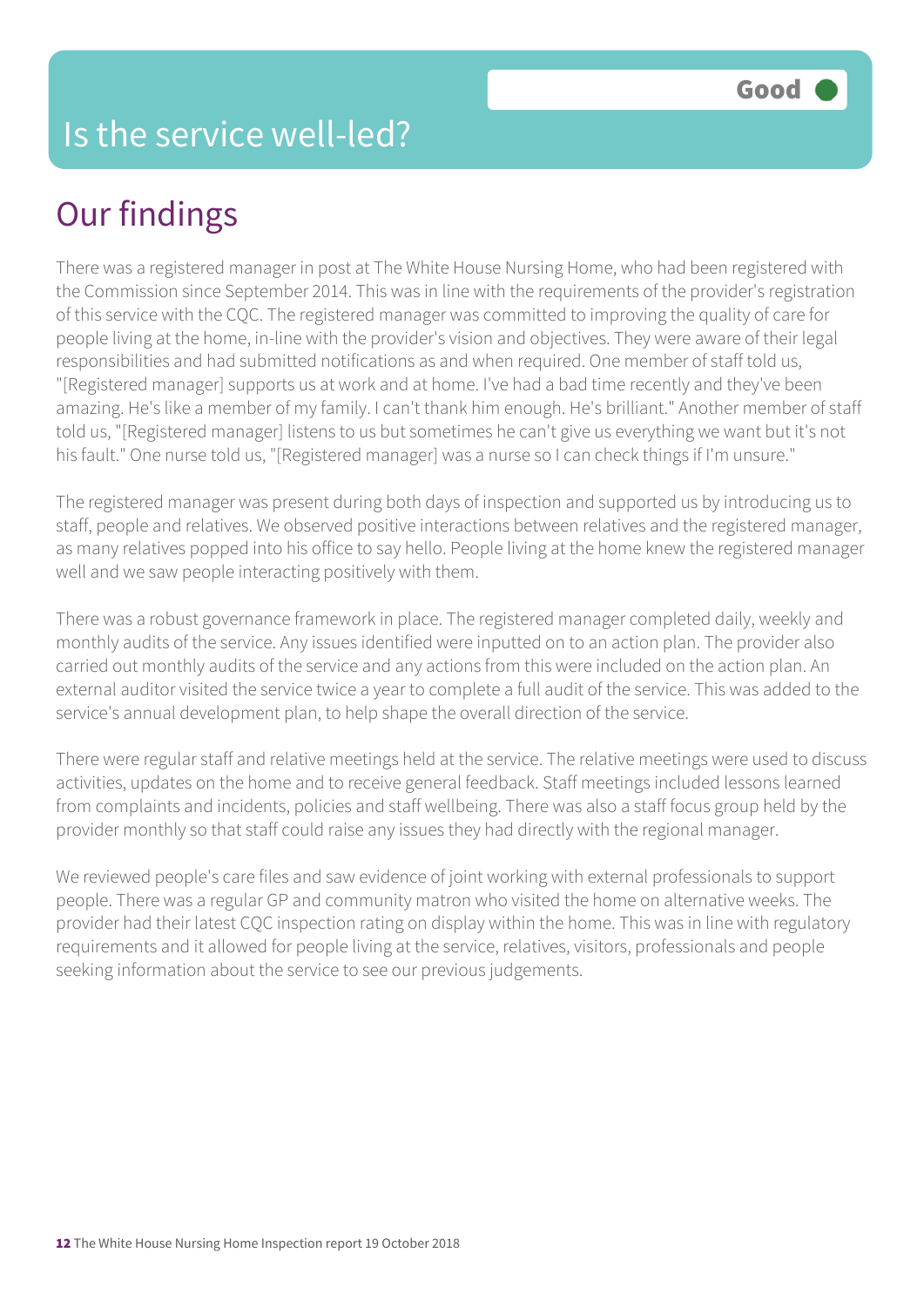# Is the service well-led?

Good

## Our findings

There was a registered manager in post at The White House Nursing Home, who had been registered with the Commission since September 2014. This was in line with the requirements of the provider's registration of this service with the CQC. The registered manager was committed to improving the quality of care for people living at the home, in-line with the provider's vision and objectives. They were aware of their legal responsibilities and had submitted notifications as and when required. One member of staff told us, "[Registered manager] supports us at work and at home. I've had a bad time recently and they've been amazing. He's like a member of my family. I can't thank him enough. He's brilliant." Another member of staff told us, "[Registered manager] listens to us but sometimes he can't give us everything we want but it's not his fault." One nurse told us, "[Registered manager] was a nurse so I can check things if I'm unsure."

The registered manager was present during both days of inspection and supported us by introducing us to staff, people and relatives. We observed positive interactions between relatives and the registered manager, as many relatives popped into his office to say hello. People living at the home knew the registered manager well and we saw people interacting positively with them.

There was a robust governance framework in place. The registered manager completed daily, weekly and monthly audits of the service. Any issues identified were inputted on to an action plan. The provider also carried out monthly audits of the service and any actions from this were included on the action plan. An external auditor visited the service twice a year to complete a full audit of the service. This was added to the service's annual development plan, to help shape the overall direction of the service.

There were regular staff and relative meetings held at the service. The relative meetings were used to discuss activities, updates on the home and to receive general feedback. Staff meetings included lessons learned from complaints and incidents, policies and staff wellbeing. There was also a staff focus group held by the provider monthly so that staff could raise any issues they had directly with the regional manager.

We reviewed people's care files and saw evidence of joint working with external professionals to support people. There was a regular GP and community matron who visited the home on alternative weeks. The provider had their latest CQC inspection rating on display within the home. This was in line with regulatory requirements and it allowed for people living at the service, relatives, visitors, professionals and people seeking information about the service to see our previous judgements.